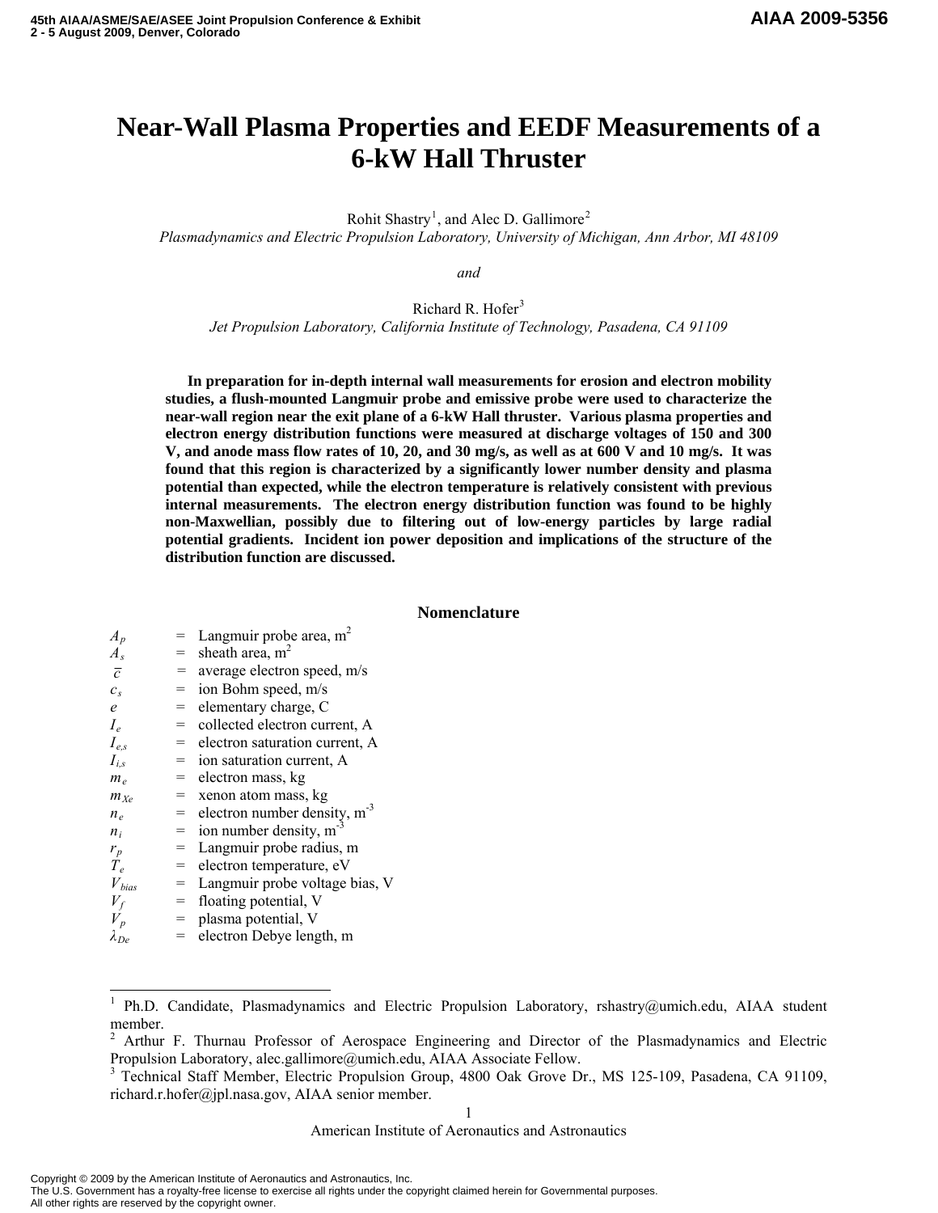# Near-Wall Plasma Properties and EEDF Measurements of a 6-kW Hall Thruster

Rohit Shastry[1], and Alec D. Gallimore[2]

*Plasmadynamics and Electric Propulsion Laboratory, University of Michigan, Ann Arbor, MI 48109*

*and*

Richard R. Hofer[3]

*Jet Propulsion Laboratory, California Institute of Technology, Pasadena, CA 91109*

**In preparation for in-depth internal wall measurements for erosion and electron mobility studies, a flush-mounted Langmuir probe and emissive probe were used to characterize the near-wall region near the exit plane of a 6-kW Hall thruster. Various plasma properties and electron energy distribution functions were measured at discharge voltages of 150 and 300 V, and anode mass flow rates of 10, 20, and 30 mg/s, as well as at 600 V and 10 mg/s. It was found that this region is characterized by a significantly lower number density and plasma potential than expected, while the electron temperature is relatively consistent with previous internal measurements. The electron energy distribution function was found to be highly non-Maxwellian, possibly due to filtering out of low-energy particles by large radial potential gradients. Incident ion power deposition and implications of the structure of the distribution function are discussed.**

## Nomenclature

| | | |
|---|---|---|
| $A_p$ | = | Langmuir probe area, m$^2$ |
| $A_s$ | = | sheath area, m$^2$ |
| $\overline{c}$ | = | average electron speed, m/s |
| $c_s$ | = | ion Bohm speed, m/s |
| $e$ | = | elementary charge, C |
| $I_e$ | = | collected electron current, A |
| $I_{e,s}$ | = | electron saturation current, A |
| $I_{i,s}$ | = | ion saturation current, A |
| $m_e$ | = | electron mass, kg |
| $m_{Xe}$ | = | xenon atom mass, kg |
| $n_e$ | = | electron number density, m$^{-3}$ |
| $n_i$ | = | ion number density, m$^{-3}$ |
| $r_p$ | = | Langmuir probe radius, m |
| $T_e$ | = | electron temperature, eV |
| $V_{bias}$ | = | Langmuir probe voltage bias, V |
| $V_f$ | = | floating potential, V |
| $V_p$ | = | plasma potential, V |
| $\lambda_{De}$ | = | electron Debye length, m |

---

[1] Ph.D. Candidate, Plasmadynamics and Electric Propulsion Laboratory, rshastry@umich.edu, AIAA student member.

[2] Arthur F. Thurnau Professor of Aerospace Engineering and Director of the Plasmadynamics and Electric Propulsion Laboratory, alec.gallimore@umich.edu, AIAA Associate Fellow.

[3] Technical Staff Member, Electric Propulsion Group, 4800 Oak Grove Dr., MS 125-109, Pasadena, CA 91109, richard.r.hofer@jpl.nasa.gov, AIAA senior member.

Copyright © 2009 by the American Institute of Aeronautics and Astronautics, Inc.
The U.S. Government has a royalty-free license to exercise all rights under the copyright claimed herein for Governmental purposes.
All other rights are reserved by the copyright owner.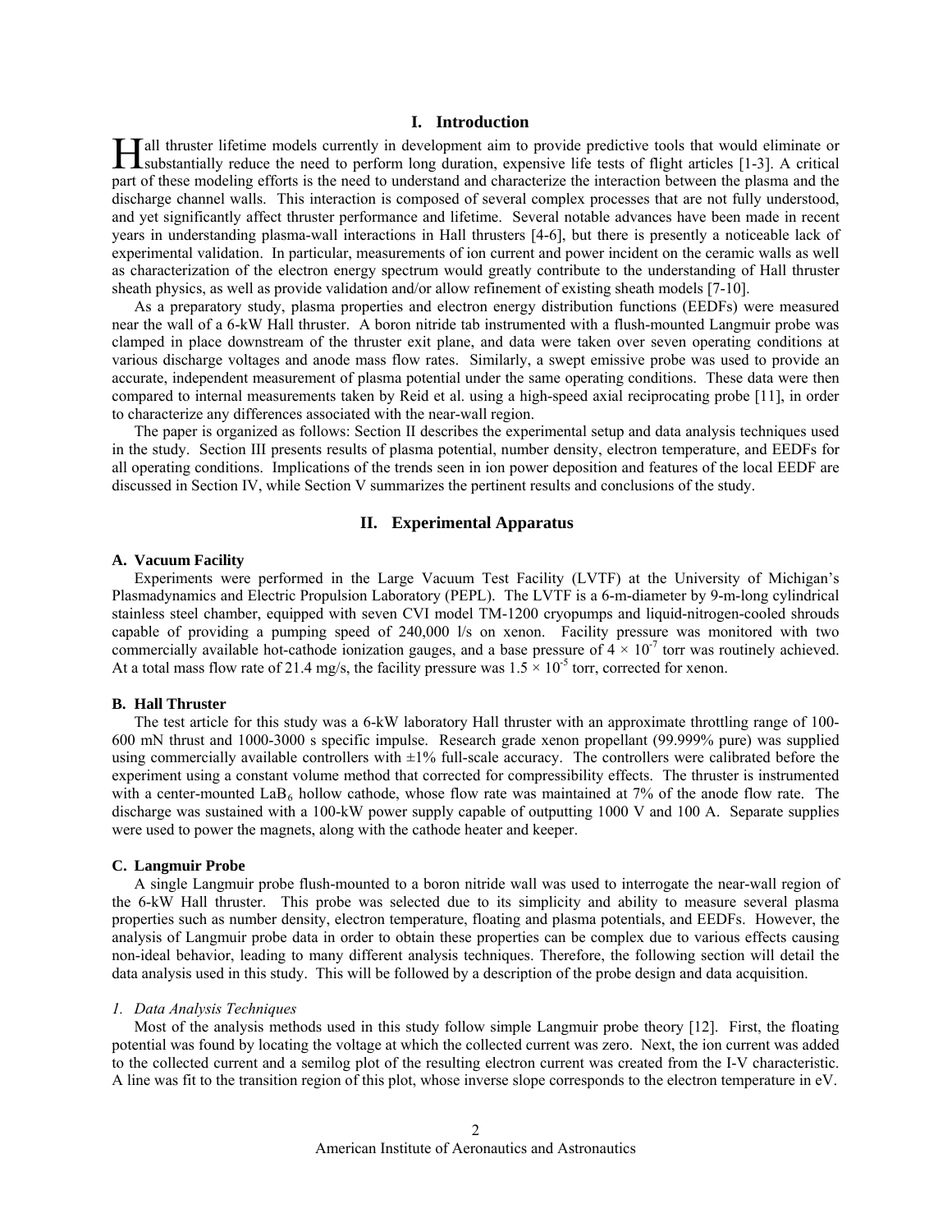## I. Introduction

Hall thruster lifetime models currently in development aim to provide predictive tools that would eliminate or substantially reduce the need to perform long duration, expensive life tests of flight articles [1-3]. A critical part of these modeling efforts is the need to understand and characterize the interaction between the plasma and the discharge channel walls. This interaction is composed of several complex processes that are not fully understood, and yet significantly affect thruster performance and lifetime. Several notable advances have been made in recent years in understanding plasma-wall interactions in Hall thrusters [4-6], but there is presently a noticeable lack of experimental validation. In particular, measurements of ion current and power incident on the ceramic walls as well as characterization of the electron energy spectrum would greatly contribute to the understanding of Hall thruster sheath physics, as well as provide validation and/or allow refinement of existing sheath models [7-10].

As a preparatory study, plasma properties and electron energy distribution functions (EEDFs) were measured near the wall of a 6-kW Hall thruster. A boron nitride tab instrumented with a flush-mounted Langmuir probe was clamped in place downstream of the thruster exit plane, and data were taken over seven operating conditions at various discharge voltages and anode mass flow rates. Similarly, a swept emissive probe was used to provide an accurate, independent measurement of plasma potential under the same operating conditions. These data were then compared to internal measurements taken by Reid et al. using a high-speed axial reciprocating probe [11], in order to characterize any differences associated with the near-wall region.

The paper is organized as follows: Section II describes the experimental setup and data analysis techniques used in the study. Section III presents results of plasma potential, number density, electron temperature, and EEDFs for all operating conditions. Implications of the trends seen in ion power deposition and features of the local EEDF are discussed in Section IV, while Section V summarizes the pertinent results and conclusions of the study.

## II. Experimental Apparatus

### A. Vacuum Facility

Experiments were performed in the Large Vacuum Test Facility (LVTF) at the University of Michigan's Plasmadynamics and Electric Propulsion Laboratory (PEPL). The LVTF is a 6-m-diameter by 9-m-long cylindrical stainless steel chamber, equipped with seven CVI model TM-1200 cryopumps and liquid-nitrogen-cooled shrouds capable of providing a pumping speed of 240,000 l/s on xenon. Facility pressure was monitored with two commercially available hot-cathode ionization gauges, and a base pressure of $4 \times 10^{-7}$ torr was routinely achieved. At a total mass flow rate of 21.4 mg/s, the facility pressure was $1.5 \times 10^{-5}$ torr, corrected for xenon.

### B. Hall Thruster

The test article for this study was a 6-kW laboratory Hall thruster with an approximate throttling range of 100-600 mN thrust and 1000-3000 s specific impulse. Research grade xenon propellant (99.999% pure) was supplied using commercially available controllers with ±1% full-scale accuracy. The controllers were calibrated before the experiment using a constant volume method that corrected for compressibility effects. The thruster is instrumented with a center-mounted $LaB_6$ hollow cathode, whose flow rate was maintained at 7% of the anode flow rate. The discharge was sustained with a 100-kW power supply capable of outputting 1000 V and 100 A. Separate supplies were used to power the magnets, along with the cathode heater and keeper.

### C. Langmuir Probe

A single Langmuir probe flush-mounted to a boron nitride wall was used to interrogate the near-wall region of the 6-kW Hall thruster. This probe was selected due to its simplicity and ability to measure several plasma properties such as number density, electron temperature, floating and plasma potentials, and EEDFs. However, the analysis of Langmuir probe data in order to obtain these properties can be complex due to various effects causing non-ideal behavior, leading to many different analysis techniques. Therefore, the following section will detail the data analysis used in this study. This will be followed by a description of the probe design and data acquisition.

#### *1. Data Analysis Techniques*

Most of the analysis methods used in this study follow simple Langmuir probe theory [12]. First, the floating potential was found by locating the voltage at which the collected current was zero. Next, the ion current was added to the collected current and a semilog plot of the resulting electron current was created from the I-V characteristic. A line was fit to the transition region of this plot, whose inverse slope corresponds to the electron temperature in eV.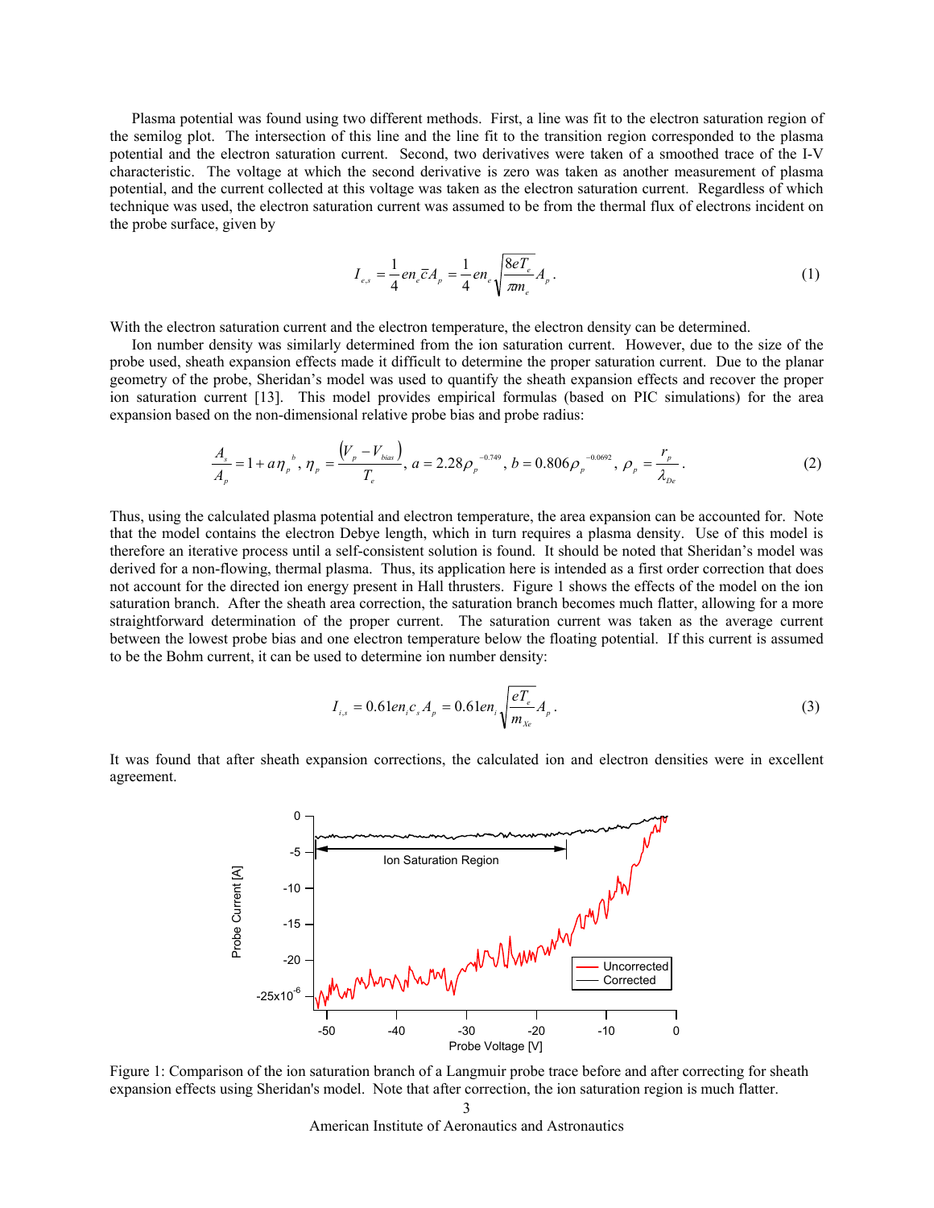Plasma potential was found using two different methods. First, a line was fit to the electron saturation region of the semilog plot. The intersection of this line and the line fit to the transition region corresponded to the plasma potential and the electron saturation current. Second, two derivatives were taken of a smoothed trace of the I-V characteristic. The voltage at which the second derivative is zero was taken as another measurement of plasma potential, and the current collected at this voltage was taken as the electron saturation current. Regardless of which technique was used, the electron saturation current was assumed to be from the thermal flux of electrons incident on the probe surface, given by

$$I_{e,s} = \frac{1}{4} e n_e \bar{c} A_p = \frac{1}{4} e n_e \sqrt{\frac{8 e T_e}{\pi m_e}} A_p . \tag{1}$$

With the electron saturation current and the electron temperature, the electron density can be determined.

Ion number density was similarly determined from the ion saturation current. However, due to the size of the probe used, sheath expansion effects made it difficult to determine the proper saturation current. Due to the planar geometry of the probe, Sheridan's model was used to quantify the sheath expansion effects and recover the proper ion saturation current [13]. This model provides empirical formulas (based on PIC simulations) for the area expansion based on the non-dimensional relative probe bias and probe radius:

$$\frac{A_s}{A_p} = 1 + a \eta_p^{\ b}, \ \eta_p = \frac{\left(V_p - V_{bias}\right)}{T_e}, \ a = 2.28 \rho_p^{\ -0.749}, \ b = 0.806 \rho_p^{\ -0.0692}, \ \rho_p = \frac{r_p}{\lambda_{De}} . \tag{2}$$

Thus, using the calculated plasma potential and electron temperature, the area expansion can be accounted for. Note that the model contains the electron Debye length, which in turn requires a plasma density. Use of this model is therefore an iterative process until a self-consistent solution is found. It should be noted that Sheridan's model was derived for a non-flowing, thermal plasma. Thus, its application here is intended as a first order correction that does not account for the directed ion energy present in Hall thrusters. Figure 1 shows the effects of the model on the ion saturation branch. After the sheath area correction, the saturation branch becomes much flatter, allowing for a more straightforward determination of the proper current. The saturation current was taken as the average current between the lowest probe bias and one electron temperature below the floating potential. If this current is assumed to be the Bohm current, it can be used to determine ion number density:

$$I_{i,s} = 0.61 e n_i c_s A_p = 0.61 e n_i \sqrt{\frac{e T_e}{m_{Xe}}} A_p . \tag{3}$$

It was found that after sheath expansion corrections, the calculated ion and electron densities were in excellent agreement.

Figure 1: Comparison of the ion saturation branch of a Langmuir probe trace before and after correcting for sheath expansion effects using Sheridan's model. Note that after correction, the ion saturation region is much flatter.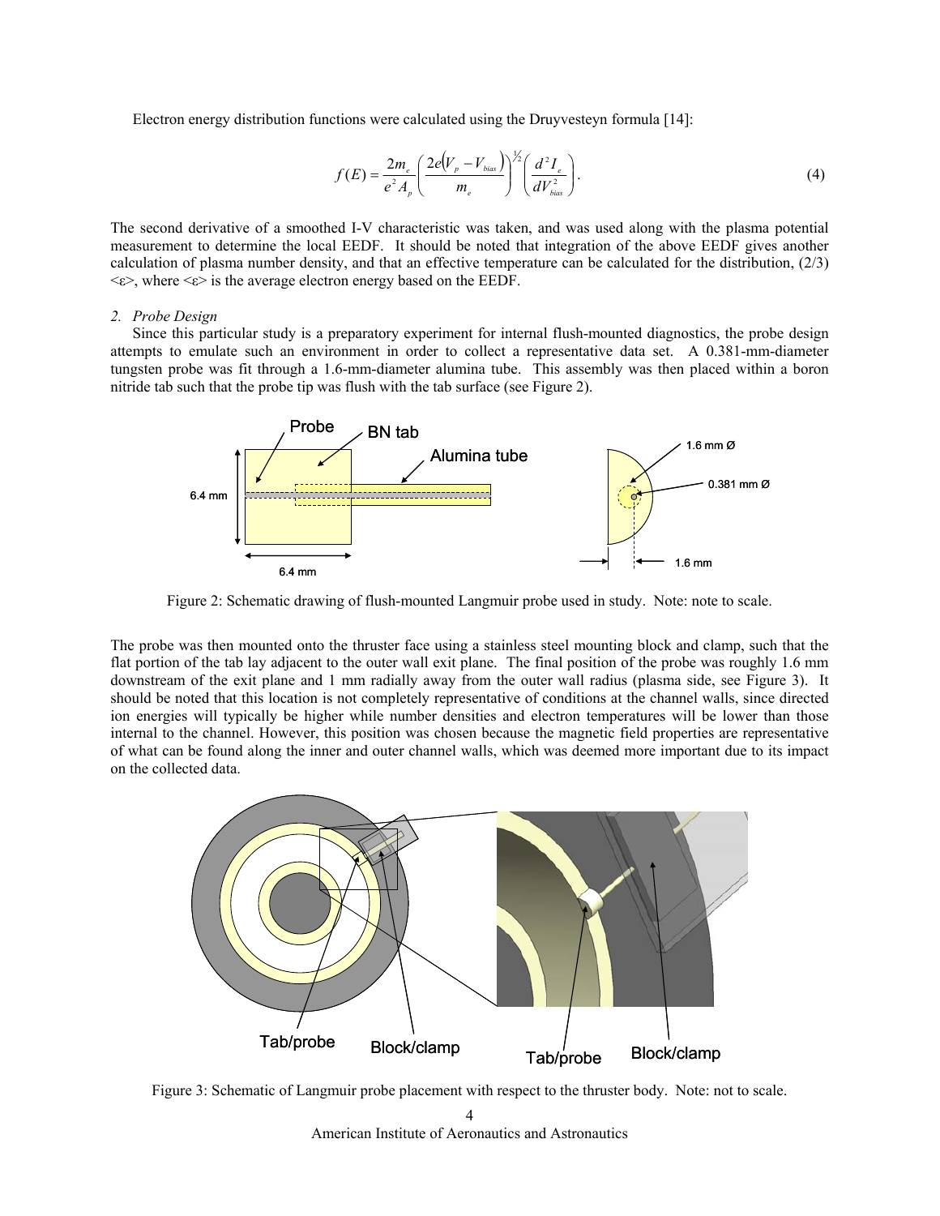Electron energy distribution functions were calculated using the Druyvesteyn formula [14]:

$$f(E) = \frac{2m_e}{e^2 A_p}\left(\frac{2e(V_p - V_{bias})}{m_e}\right)^{1/2}\left(\frac{d^2 I_e}{dV_{bias}^2}\right). \tag{4}$$

The second derivative of a smoothed I-V characteristic was taken, and was used along with the plasma potential measurement to determine the local EEDF. It should be noted that integration of the above EEDF gives another calculation of plasma number density, and that an effective temperature can be calculated for the distribution, (2/3) $\langle\varepsilon\rangle$, where $\langle\varepsilon\rangle$ is the average electron energy based on the EEDF.

*2. Probe Design*

Since this particular study is a preparatory experiment for internal flush-mounted diagnostics, the probe design attempts to emulate such an environment in order to collect a representative data set. A 0.381-mm-diameter tungsten probe was fit through a 1.6-mm-diameter alumina tube. This assembly was then placed within a boron nitride tab such that the probe tip was flush with the tab surface (see Figure 2).

Figure 2: Schematic drawing of flush-mounted Langmuir probe used in study. Note: note to scale.

The probe was then mounted onto the thruster face using a stainless steel mounting block and clamp, such that the flat portion of the tab lay adjacent to the outer wall exit plane. The final position of the probe was roughly 1.6 mm downstream of the exit plane and 1 mm radially away from the outer wall radius (plasma side, see Figure 3). It should be noted that this location is not completely representative of conditions at the channel walls, since directed ion energies will typically be higher while number densities and electron temperatures will be lower than those internal to the channel. However, this position was chosen because the magnetic field properties are representative of what can be found along the inner and outer channel walls, which was deemed more important due to its impact on the collected data.

Figure 3: Schematic of Langmuir probe placement with respect to the thruster body. Note: not to scale.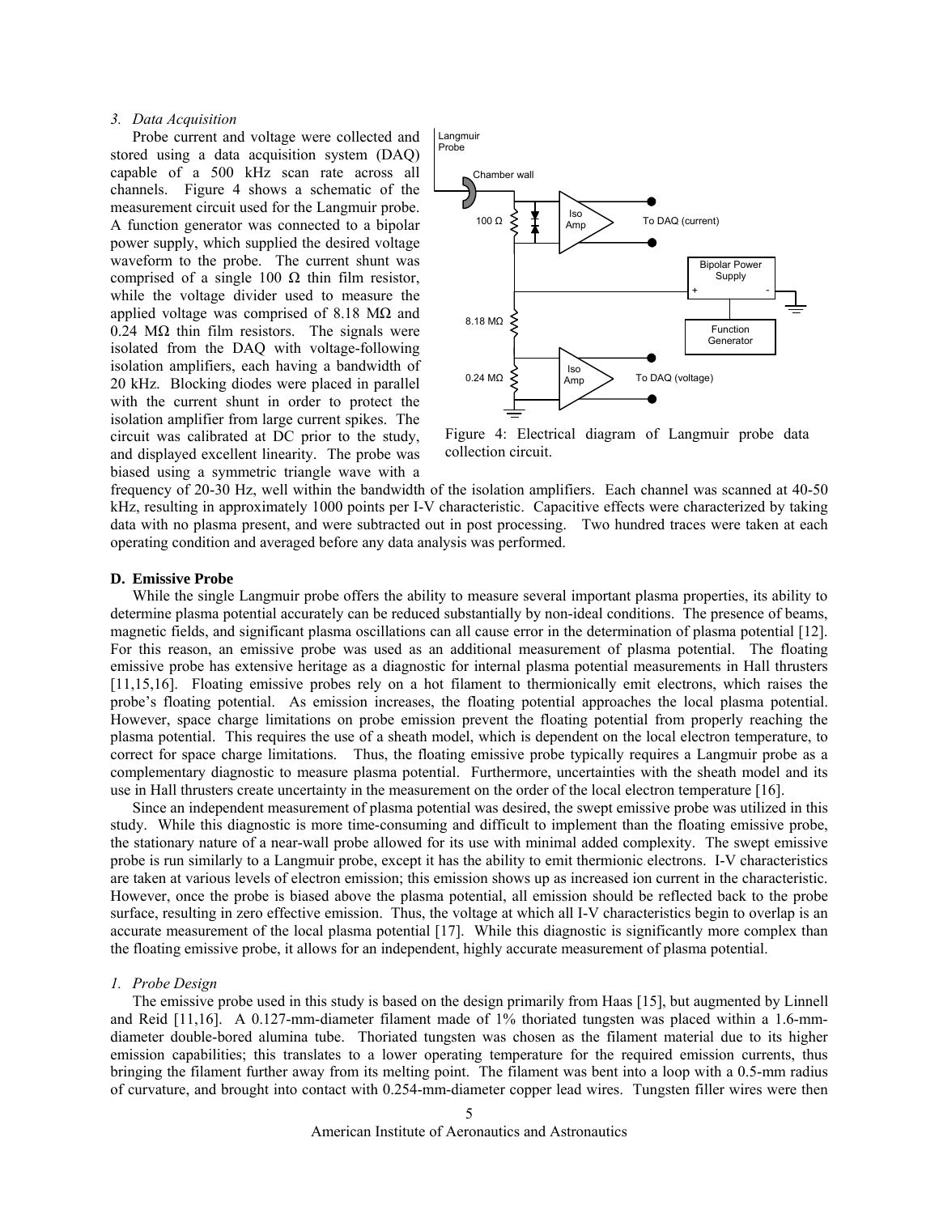*3. Data Acquisition*

Probe current and voltage were collected and stored using a data acquisition system (DAQ) capable of a 500 kHz scan rate across all channels. Figure 4 shows a schematic of the measurement circuit used for the Langmuir probe. A function generator was connected to a bipolar power supply, which supplied the desired voltage waveform to the probe. The current shunt was comprised of a single 100 Ω thin film resistor, while the voltage divider used to measure the applied voltage was comprised of 8.18 MΩ and 0.24 MΩ thin film resistors. The signals were isolated from the DAQ with voltage-following isolation amplifiers, each having a bandwidth of 20 kHz. Blocking diodes were placed in parallel with the current shunt in order to protect the isolation amplifier from large current spikes. The circuit was calibrated at DC prior to the study, and displayed excellent linearity. The probe was biased using a symmetric triangle wave with a frequency of 20-30 Hz, well within the bandwidth of the isolation amplifiers. Each channel was scanned at 40-50 kHz, resulting in approximately 1000 points per I-V characteristic. Capacitive effects were characterized by taking data with no plasma present, and were subtracted out in post processing. Two hundred traces were taken at each operating condition and averaged before any data analysis was performed.

Langmuir Probe

Chamber wall

100 Ω

Iso Amp

To DAQ (current)

Bipolar Power Supply

\+

\-

Function Generator

8.18 MΩ

0.24 MΩ

Iso Amp

To DAQ (voltage)

Figure 4: Electrical diagram of Langmuir probe data collection circuit.

**D. Emissive Probe**

While the single Langmuir probe offers the ability to measure several important plasma properties, its ability to determine plasma potential accurately can be reduced substantially by non-ideal conditions. The presence of beams, magnetic fields, and significant plasma oscillations can all cause error in the determination of plasma potential [12]. For this reason, an emissive probe was used as an additional measurement of plasma potential. The floating emissive probe has extensive heritage as a diagnostic for internal plasma potential measurements in Hall thrusters [11,15,16]. Floating emissive probes rely on a hot filament to thermionically emit electrons, which raises the probe's floating potential. As emission increases, the floating potential approaches the local plasma potential. However, space charge limitations on probe emission prevent the floating potential from properly reaching the plasma potential. This requires the use of a sheath model, which is dependent on the local electron temperature, to correct for space charge limitations. Thus, the floating emissive probe typically requires a Langmuir probe as a complementary diagnostic to measure plasma potential. Furthermore, uncertainties with the sheath model and its use in Hall thrusters create uncertainty in the measurement on the order of the local electron temperature [16].

Since an independent measurement of plasma potential was desired, the swept emissive probe was utilized in this study. While this diagnostic is more time-consuming and difficult to implement than the floating emissive probe, the stationary nature of a near-wall probe allowed for its use with minimal added complexity. The swept emissive probe is run similarly to a Langmuir probe, except it has the ability to emit thermionic electrons. I-V characteristics are taken at various levels of electron emission; this emission shows up as increased ion current in the characteristic. However, once the probe is biased above the plasma potential, all emission should be reflected back to the probe surface, resulting in zero effective emission. Thus, the voltage at which all I-V characteristics begin to overlap is an accurate measurement of the local plasma potential [17]. While this diagnostic is significantly more complex than the floating emissive probe, it allows for an independent, highly accurate measurement of plasma potential.

*1. Probe Design*

The emissive probe used in this study is based on the design primarily from Haas [15], but augmented by Linnell and Reid [11,16]. A 0.127-mm-diameter filament made of 1% thoriated tungsten was placed within a 1.6-mm-diameter double-bored alumina tube. Thoriated tungsten was chosen as the filament material due to its higher emission capabilities; this translates to a lower operating temperature for the required emission currents, thus bringing the filament further away from its melting point. The filament was bent into a loop with a 0.5-mm radius of curvature, and brought into contact with 0.254-mm-diameter copper lead wires. Tungsten filler wires were then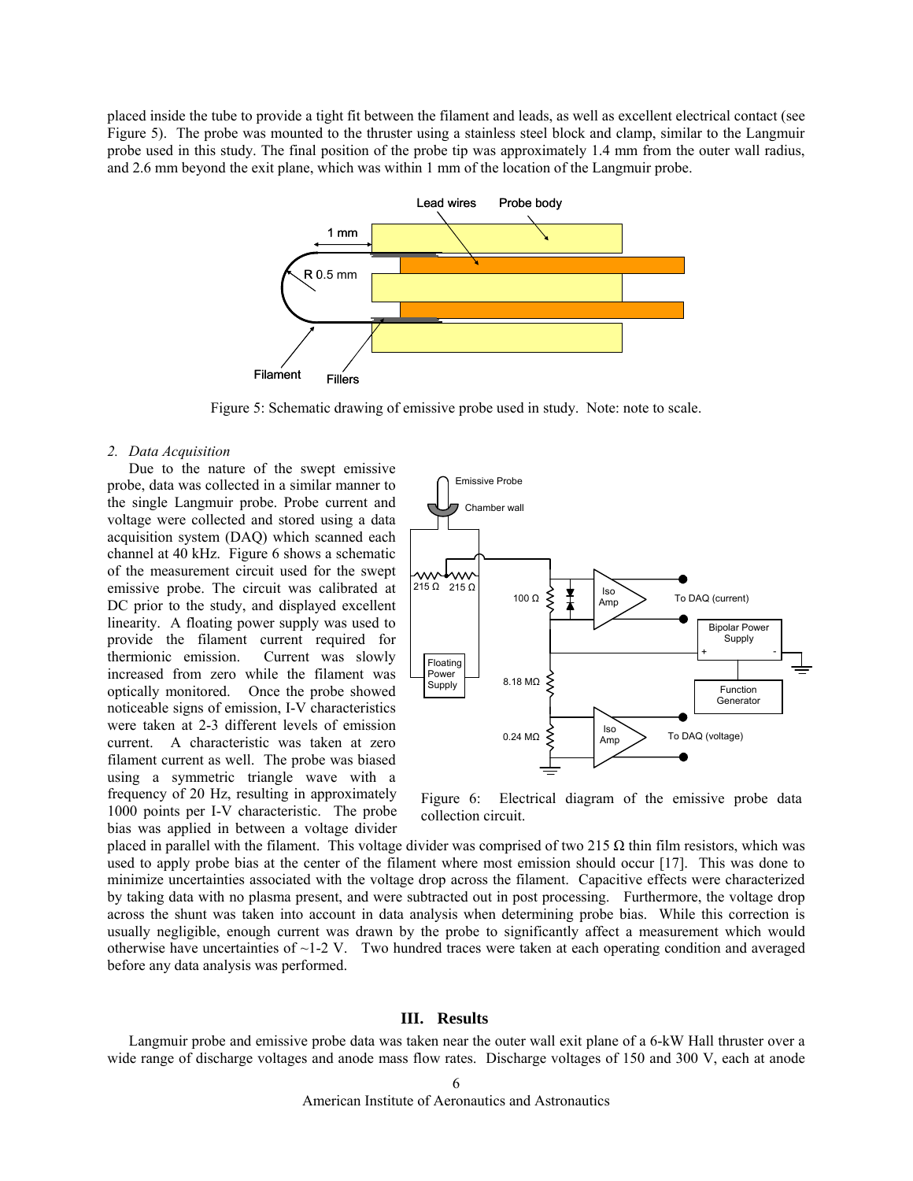placed inside the tube to provide a tight fit between the filament and leads, as well as excellent electrical contact (see Figure 5). The probe was mounted to the thruster using a stainless steel block and clamp, similar to the Langmuir probe used in this study. The final position of the probe tip was approximately 1.4 mm from the outer wall radius, and 2.6 mm beyond the exit plane, which was within 1 mm of the location of the Langmuir probe.

Figure 5: Schematic drawing of emissive probe used in study. Note: note to scale.

### *2. Data Acquisition*

Due to the nature of the swept emissive probe, data was collected in a similar manner to the single Langmuir probe. Probe current and voltage were collected and stored using a data acquisition system (DAQ) which scanned each channel at 40 kHz. Figure 6 shows a schematic of the measurement circuit used for the swept emissive probe. The circuit was calibrated at DC prior to the study, and displayed excellent linearity. A floating power supply was used to provide the filament current required for thermionic emission. Current was slowly increased from zero while the filament was optically monitored. Once the probe showed noticeable signs of emission, I-V characteristics were taken at 2-3 different levels of emission current. A characteristic was taken at zero filament current as well. The probe was biased using a symmetric triangle wave with a frequency of 20 Hz, resulting in approximately 1000 points per I-V characteristic. The probe bias was applied in between a voltage divider placed in parallel with the filament. This voltage divider was comprised of two 215 Ω thin film resistors, which was used to apply probe bias at the center of the filament where most emission should occur [17]. This was done to minimize uncertainties associated with the voltage drop across the filament. Capacitive effects were characterized by taking data with no plasma present, and were subtracted out in post processing. Furthermore, the voltage drop across the shunt was taken into account in data analysis when determining probe bias. While this correction is usually negligible, enough current was drawn by the probe to significantly affect a measurement which would otherwise have uncertainties of ~1-2 V. Two hundred traces were taken at each operating condition and averaged before any data analysis was performed.

Figure 6: Electrical diagram of the emissive probe data collection circuit.

## III. Results

Langmuir probe and emissive probe data was taken near the outer wall exit plane of a 6-kW Hall thruster over a wide range of discharge voltages and anode mass flow rates. Discharge voltages of 150 and 300 V, each at anode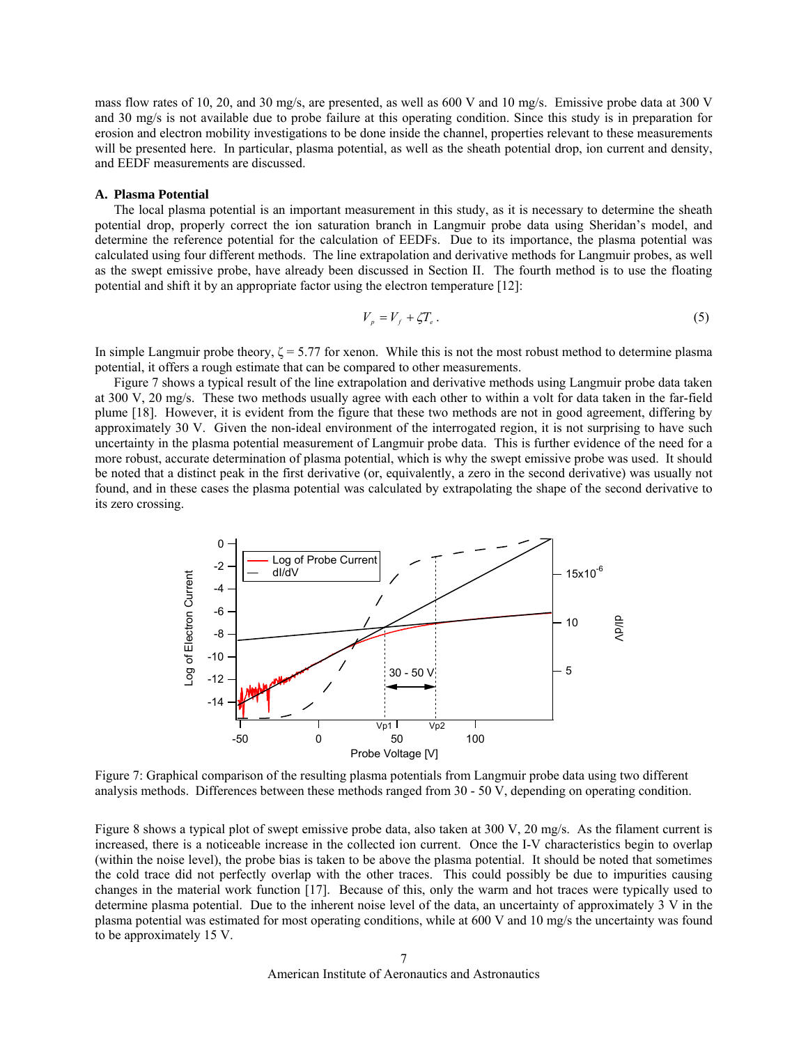mass flow rates of 10, 20, and 30 mg/s, are presented, as well as 600 V and 10 mg/s. Emissive probe data at 300 V and 30 mg/s is not available due to probe failure at this operating condition. Since this study is in preparation for erosion and electron mobility investigations to be done inside the channel, properties relevant to these measurements will be presented here. In particular, plasma potential, as well as the sheath potential drop, ion current and density, and EEDF measurements are discussed.

### A. Plasma Potential

The local plasma potential is an important measurement in this study, as it is necessary to determine the sheath potential drop, properly correct the ion saturation branch in Langmuir probe data using Sheridan's model, and determine the reference potential for the calculation of EEDFs. Due to its importance, the plasma potential was calculated using four different methods. The line extrapolation and derivative methods for Langmuir probes, as well as the swept emissive probe, have already been discussed in Section II. The fourth method is to use the floating potential and shift it by an appropriate factor using the electron temperature [12]:

$$V_p = V_f + \zeta T_e \,. \tag{5}$$

In simple Langmuir probe theory, $\zeta = 5.77$ for xenon. While this is not the most robust method to determine plasma potential, it offers a rough estimate that can be compared to other measurements.

Figure 7 shows a typical result of the line extrapolation and derivative methods using Langmuir probe data taken at 300 V, 20 mg/s. These two methods usually agree with each other to within a volt for data taken in the far-field plume [18]. However, it is evident from the figure that these two methods are not in good agreement, differing by approximately 30 V. Given the non-ideal environment of the interrogated region, it is not surprising to have such uncertainty in the plasma potential measurement of Langmuir probe data. This is further evidence of the need for a more robust, accurate determination of plasma potential, which is why the swept emissive probe was used. It should be noted that a distinct peak in the first derivative (or, equivalently, a zero in the second derivative) was usually not found, and in these cases the plasma potential was calculated by extrapolating the shape of the second derivative to its zero crossing.

Figure 7: Graphical comparison of the resulting plasma potentials from Langmuir probe data using two different analysis methods. Differences between these methods ranged from 30 - 50 V, depending on operating condition.

Figure 8 shows a typical plot of swept emissive probe data, also taken at 300 V, 20 mg/s. As the filament current is increased, there is a noticeable increase in the collected ion current. Once the I-V characteristics begin to overlap (within the noise level), the probe bias is taken to be above the plasma potential. It should be noted that sometimes the cold trace did not perfectly overlap with the other traces. This could possibly be due to impurities causing changes in the material work function [17]. Because of this, only the warm and hot traces were typically used to determine plasma potential. Due to the inherent noise level of the data, an uncertainty of approximately 3 V in the plasma potential was estimated for most operating conditions, while at 600 V and 10 mg/s the uncertainty was found to be approximately 15 V.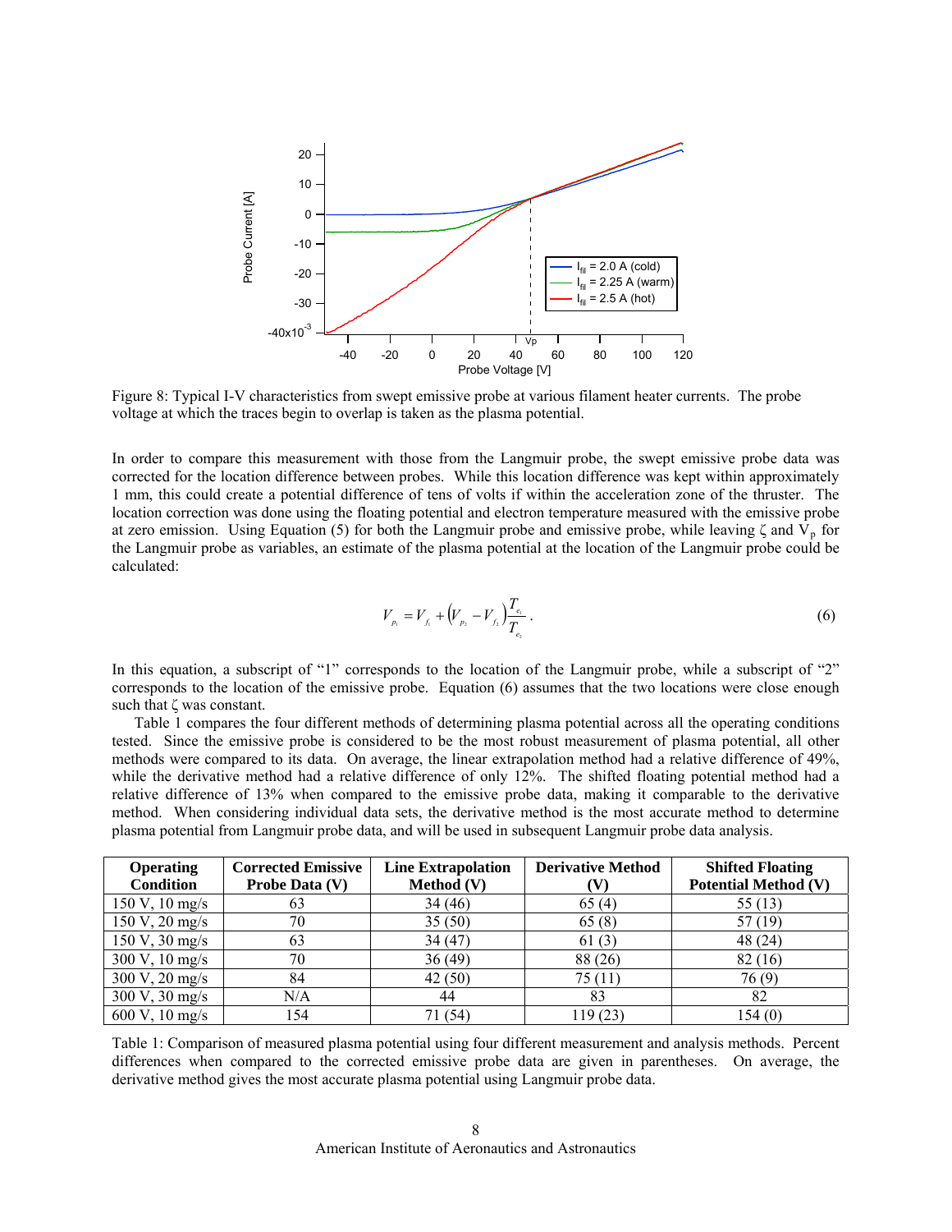Figure 8: Typical I-V characteristics from swept emissive probe at various filament heater currents. The probe voltage at which the traces begin to overlap is taken as the plasma potential.

In order to compare this measurement with those from the Langmuir probe, the swept emissive probe data was corrected for the location difference between probes. While this location difference was kept within approximately 1 mm, this could create a potential difference of tens of volts if within the acceleration zone of the thruster. The location correction was done using the floating potential and electron temperature measured with the emissive probe at zero emission. Using Equation (5) for both the Langmuir probe and emissive probe, while leaving ζ and $V_p$ for the Langmuir probe as variables, an estimate of the plasma potential at the location of the Langmuir probe could be calculated:

$$V_{p_1} = V_{f_1} + \left(V_{p_2} - V_{f_2}\right)\frac{T_{e_1}}{T_{e_2}}. \tag{6}$$

In this equation, a subscript of "1" corresponds to the location of the Langmuir probe, while a subscript of "2" corresponds to the location of the emissive probe. Equation (6) assumes that the two locations were close enough such that ζ was constant.

Table 1 compares the four different methods of determining plasma potential across all the operating conditions tested. Since the emissive probe is considered to be the most robust measurement of plasma potential, all other methods were compared to its data. On average, the linear extrapolation method had a relative difference of 49%, while the derivative method had a relative difference of only 12%. The shifted floating potential method had a relative difference of 13% when compared to the emissive probe data, making it comparable to the derivative method. When considering individual data sets, the derivative method is the most accurate method to determine plasma potential from Langmuir probe data, and will be used in subsequent Langmuir probe data analysis.

| Operating Condition | Corrected Emissive Probe Data (V) | Line Extrapolation Method (V) | Derivative Method (V) | Shifted Floating Potential Method (V) |
|---|---|---|---|---|
| 150 V, 10 mg/s | 63 | 34 (46) | 65 (4) | 55 (13) |
| 150 V, 20 mg/s | 70 | 35 (50) | 65 (8) | 57 (19) |
| 150 V, 30 mg/s | 63 | 34 (47) | 61 (3) | 48 (24) |
| 300 V, 10 mg/s | 70 | 36 (49) | 88 (26) | 82 (16) |
| 300 V, 20 mg/s | 84 | 42 (50) | 75 (11) | 76 (9) |
| 300 V, 30 mg/s | N/A | 44 | 83 | 82 |
| 600 V, 10 mg/s | 154 | 71 (54) | 119 (23) | 154 (0) |

Table 1: Comparison of measured plasma potential using four different measurement and analysis methods. Percent differences when compared to the corrected emissive probe data are given in parentheses. On average, the derivative method gives the most accurate plasma potential using Langmuir probe data.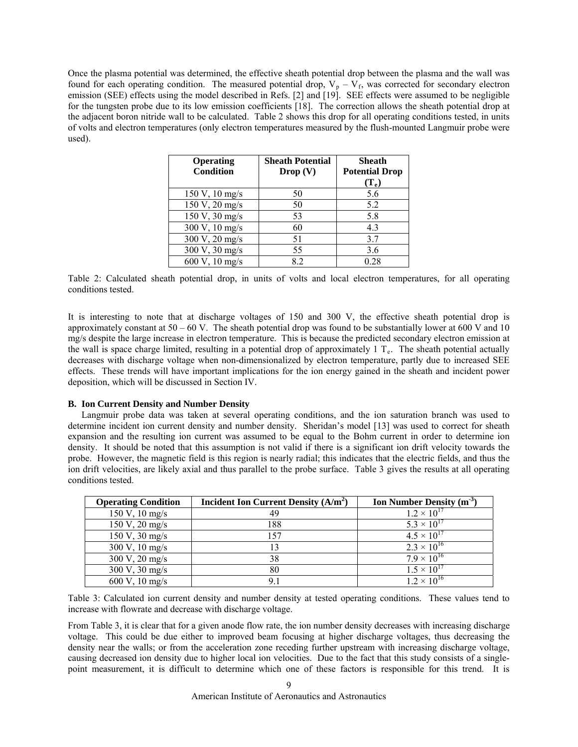Once the plasma potential was determined, the effective sheath potential drop between the plasma and the wall was found for each operating condition. The measured potential drop, $V_p - V_f$, was corrected for secondary electron emission (SEE) effects using the model described in Refs. [2] and [19]. SEE effects were assumed to be negligible for the tungsten probe due to its low emission coefficients [18]. The correction allows the sheath potential drop at the adjacent boron nitride wall to be calculated. Table 2 shows this drop for all operating conditions tested, in units of volts and electron temperatures (only electron temperatures measured by the flush-mounted Langmuir probe were used).

| Operating Condition | Sheath Potential Drop (V) | Sheath Potential Drop ($T_e$) |
|---|---|---|
| 150 V, 10 mg/s | 50 | 5.6 |
| 150 V, 20 mg/s | 50 | 5.2 |
| 150 V, 30 mg/s | 53 | 5.8 |
| 300 V, 10 mg/s | 60 | 4.3 |
| 300 V, 20 mg/s | 51 | 3.7 |
| 300 V, 30 mg/s | 55 | 3.6 |
| 600 V, 10 mg/s | 8.2 | 0.28 |

Table 2: Calculated sheath potential drop, in units of volts and local electron temperatures, for all operating conditions tested.

It is interesting to note that at discharge voltages of 150 and 300 V, the effective sheath potential drop is approximately constant at 50 – 60 V. The sheath potential drop was found to be substantially lower at 600 V and 10 mg/s despite the large increase in electron temperature. This is because the predicted secondary electron emission at the wall is space charge limited, resulting in a potential drop of approximately 1 $T_e$. The sheath potential actually decreases with discharge voltage when non-dimensionalized by electron temperature, partly due to increased SEE effects. These trends will have important implications for the ion energy gained in the sheath and incident power deposition, which will be discussed in Section IV.

### B. Ion Current Density and Number Density

Langmuir probe data was taken at several operating conditions, and the ion saturation branch was used to determine incident ion current density and number density. Sheridan's model [13] was used to correct for sheath expansion and the resulting ion current was assumed to be equal to the Bohm current in order to determine ion density. It should be noted that this assumption is not valid if there is a significant ion drift velocity towards the probe. However, the magnetic field is this region is nearly radial; this indicates that the electric fields, and thus the ion drift velocities, are likely axial and thus parallel to the probe surface. Table 3 gives the results at all operating conditions tested.

| Operating Condition | Incident Ion Current Density ($A/m^2$) | Ion Number Density ($m^{-3}$) |
|---|---|---|
| 150 V, 10 mg/s | 49 | $1.2 \times 10^{17}$ |
| 150 V, 20 mg/s | 188 | $5.3 \times 10^{17}$ |
| 150 V, 30 mg/s | 157 | $4.5 \times 10^{17}$ |
| 300 V, 10 mg/s | 13 | $2.3 \times 10^{16}$ |
| 300 V, 20 mg/s | 38 | $7.9 \times 10^{16}$ |
| 300 V, 30 mg/s | 80 | $1.5 \times 10^{17}$ |
| 600 V, 10 mg/s | 9.1 | $1.2 \times 10^{16}$ |

Table 3: Calculated ion current density and number density at tested operating conditions. These values tend to increase with flowrate and decrease with discharge voltage.

From Table 3, it is clear that for a given anode flow rate, the ion number density decreases with increasing discharge voltage. This could be due either to improved beam focusing at higher discharge voltages, thus decreasing the density near the walls; or from the acceleration zone receding further upstream with increasing discharge voltage, causing decreased ion density due to higher local ion velocities. Due to the fact that this study consists of a single-point measurement, it is difficult to determine which one of these factors is responsible for this trend. It is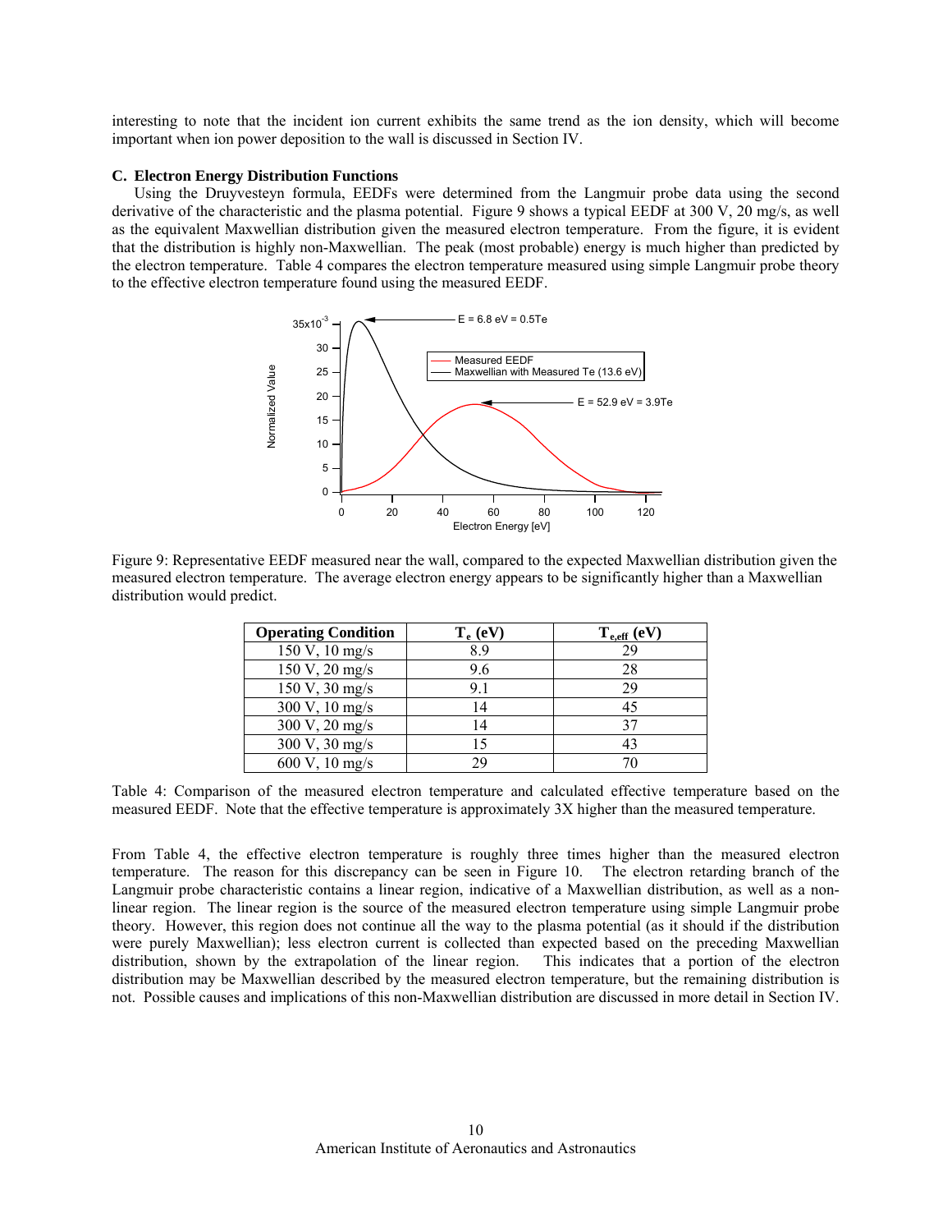interesting to note that the incident ion current exhibits the same trend as the ion density, which will become important when ion power deposition to the wall is discussed in Section IV.

### C. Electron Energy Distribution Functions

Using the Druyvesteyn formula, EEDFs were determined from the Langmuir probe data using the second derivative of the characteristic and the plasma potential. Figure 9 shows a typical EEDF at 300 V, 20 mg/s, as well as the equivalent Maxwellian distribution given the measured electron temperature. From the figure, it is evident that the distribution is highly non-Maxwellian. The peak (most probable) energy is much higher than predicted by the electron temperature. Table 4 compares the electron temperature measured using simple Langmuir probe theory to the effective electron temperature found using the measured EEDF.

Figure 9: Representative EEDF measured near the wall, compared to the expected Maxwellian distribution given the measured electron temperature. The average electron energy appears to be significantly higher than a Maxwellian distribution would predict.

| Operating Condition | $T_e$ (eV) | $T_{e,eff}$ (eV) |
| --- | --- | --- |
| 150 V, 10 mg/s | 8.9 | 29 |
| 150 V, 20 mg/s | 9.6 | 28 |
| 150 V, 30 mg/s | 9.1 | 29 |
| 300 V, 10 mg/s | 14 | 45 |
| 300 V, 20 mg/s | 14 | 37 |
| 300 V, 30 mg/s | 15 | 43 |
| 600 V, 10 mg/s | 29 | 70 |

Table 4: Comparison of the measured electron temperature and calculated effective temperature based on the measured EEDF. Note that the effective temperature is approximately 3X higher than the measured temperature.

From Table 4, the effective electron temperature is roughly three times higher than the measured electron temperature. The reason for this discrepancy can be seen in Figure 10. The electron retarding branch of the Langmuir probe characteristic contains a linear region, indicative of a Maxwellian distribution, as well as a non-linear region. The linear region is the source of the measured electron temperature using simple Langmuir probe theory. However, this region does not continue all the way to the plasma potential (as it should if the distribution were purely Maxwellian); less electron current is collected than expected based on the preceding Maxwellian distribution, shown by the extrapolation of the linear region. This indicates that a portion of the electron distribution may be Maxwellian described by the measured electron temperature, but the remaining distribution is not. Possible causes and implications of this non-Maxwellian distribution are discussed in more detail in Section IV.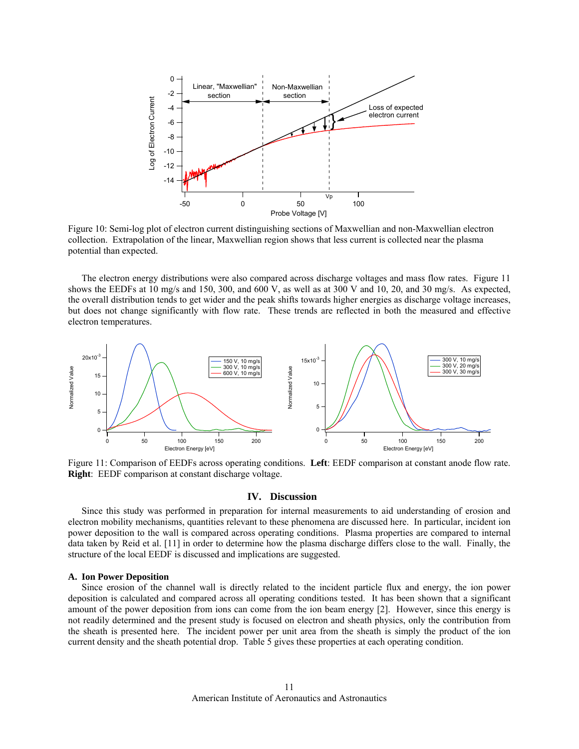Figure 10: Semi-log plot of electron current distinguishing sections of Maxwellian and non-Maxwellian electron collection. Extrapolation of the linear, Maxwellian region shows that less current is collected near the plasma potential than expected.

The electron energy distributions were also compared across discharge voltages and mass flow rates. Figure 11 shows the EEDFs at 10 mg/s and 150, 300, and 600 V, as well as at 300 V and 10, 20, and 30 mg/s. As expected, the overall distribution tends to get wider and the peak shifts towards higher energies as discharge voltage increases, but does not change significantly with flow rate. These trends are reflected in both the measured and effective electron temperatures.

Figure 11: Comparison of EEDFs across operating conditions. **Left**: EEDF comparison at constant anode flow rate. **Right**: EEDF comparison at constant discharge voltage.

## IV. Discussion

Since this study was performed in preparation for internal measurements to aid understanding of erosion and electron mobility mechanisms, quantities relevant to these phenomena are discussed here. In particular, incident ion power deposition to the wall is compared across operating conditions. Plasma properties are compared to internal data taken by Reid et al. [11] in order to determine how the plasma discharge differs close to the wall. Finally, the structure of the local EEDF is discussed and implications are suggested.

### A. Ion Power Deposition

Since erosion of the channel wall is directly related to the incident particle flux and energy, the ion power deposition is calculated and compared across all operating conditions tested. It has been shown that a significant amount of the power deposition from ions can come from the ion beam energy [2]. However, since this energy is not readily determined and the present study is focused on electron and sheath physics, only the contribution from the sheath is presented here. The incident power per unit area from the sheath is simply the product of the ion current density and the sheath potential drop. Table 5 gives these properties at each operating condition.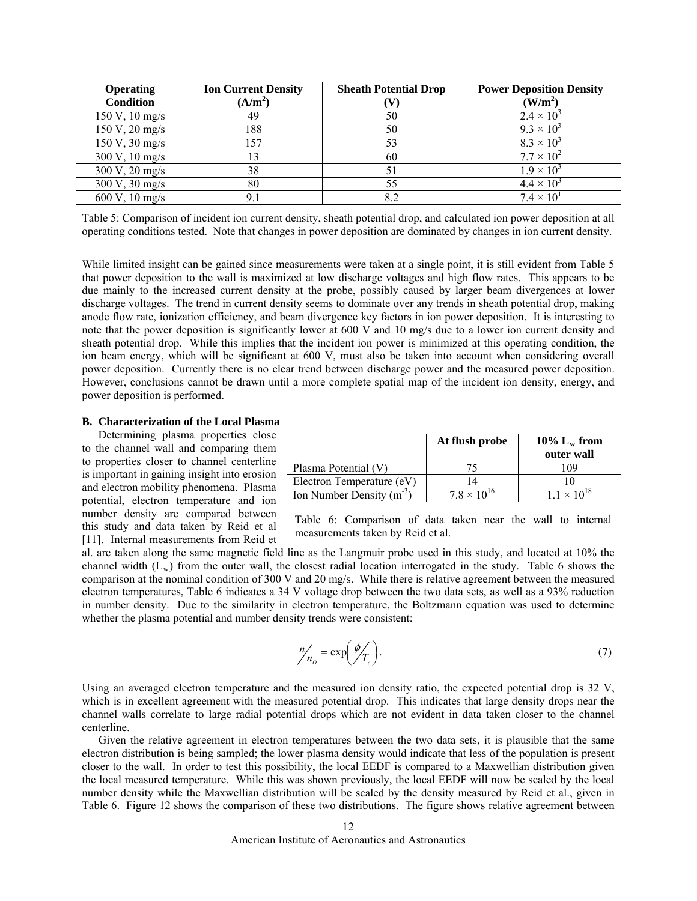| Operating Condition | Ion Current Density (A/m$^2$) | Sheath Potential Drop (V) | Power Deposition Density (W/m$^2$) |
|---|---|---|---|
| 150 V, 10 mg/s | 49 | 50 | $2.4 \times 10^3$ |
| 150 V, 20 mg/s | 188 | 50 | $9.3 \times 10^3$ |
| 150 V, 30 mg/s | 157 | 53 | $8.3 \times 10^3$ |
| 300 V, 10 mg/s | 13 | 60 | $7.7 \times 10^2$ |
| 300 V, 20 mg/s | 38 | 51 | $1.9 \times 10^3$ |
| 300 V, 30 mg/s | 80 | 55 | $4.4 \times 10^3$ |
| 600 V, 10 mg/s | 9.1 | 8.2 | $7.4 \times 10^1$ |

Table 5: Comparison of incident ion current density, sheath potential drop, and calculated ion power deposition at all operating conditions tested. Note that changes in power deposition are dominated by changes in ion current density.

While limited insight can be gained since measurements were taken at a single point, it is still evident from Table 5 that power deposition to the wall is maximized at low discharge voltages and high flow rates. This appears to be due mainly to the increased current density at the probe, possibly caused by larger beam divergences at lower discharge voltages. The trend in current density seems to dominate over any trends in sheath potential drop, making anode flow rate, ionization efficiency, and beam divergence key factors in ion power deposition. It is interesting to note that the power deposition is significantly lower at 600 V and 10 mg/s due to a lower ion current density and sheath potential drop. While this implies that the incident ion power is minimized at this operating condition, the ion beam energy, which will be significant at 600 V, must also be taken into account when considering overall power deposition. Currently there is no clear trend between discharge power and the measured power deposition. However, conclusions cannot be drawn until a more complete spatial map of the incident ion density, energy, and power deposition is performed.

### B. Characterization of the Local Plasma

Determining plasma properties close to the channel wall and comparing them to properties closer to channel centerline is important in gaining insight into erosion and electron mobility phenomena. Plasma potential, electron temperature and ion number density are compared between this study and data taken by Reid et al [11]. Internal measurements from Reid et al. are taken along the same magnetic field line as the Langmuir probe used in this study, and located at 10% the channel width ($L_w$) from the outer wall, the closest radial location interrogated in the study. Table 6 shows the comparison at the nominal condition of 300 V and 20 mg/s. While there is relative agreement between the measured electron temperatures, Table 6 indicates a 34 V voltage drop between the two data sets, as well as a 93% reduction in number density. Due to the similarity in electron temperature, the Boltzmann equation was used to determine whether the plasma potential and number density trends were consistent:

| | At flush probe | 10% $L_w$ from outer wall |
|---|---|---|
| Plasma Potential (V) | 75 | 109 |
| Electron Temperature (eV) | 14 | 10 |
| Ion Number Density (m$^{-3}$) | $7.8 \times 10^{16}$ | $1.1 \times 10^{18}$ |

Table 6: Comparison of data taken near the wall to internal measurements taken by Reid et al.

$$n/n_o = \exp\left(\phi/T_e\right). \tag{7}$$

Using an averaged electron temperature and the measured ion density ratio, the expected potential drop is 32 V, which is in excellent agreement with the measured potential drop. This indicates that large density drops near the channel walls correlate to large radial potential drops which are not evident in data taken closer to the channel centerline.

Given the relative agreement in electron temperatures between the two data sets, it is plausible that the same electron distribution is being sampled; the lower plasma density would indicate that less of the population is present closer to the wall. In order to test this possibility, the local EEDF is compared to a Maxwellian distribution given the local measured temperature. While this was shown previously, the local EEDF will now be scaled by the local number density while the Maxwellian distribution will be scaled by the density measured by Reid et al., given in Table 6. Figure 12 shows the comparison of these two distributions. The figure shows relative agreement between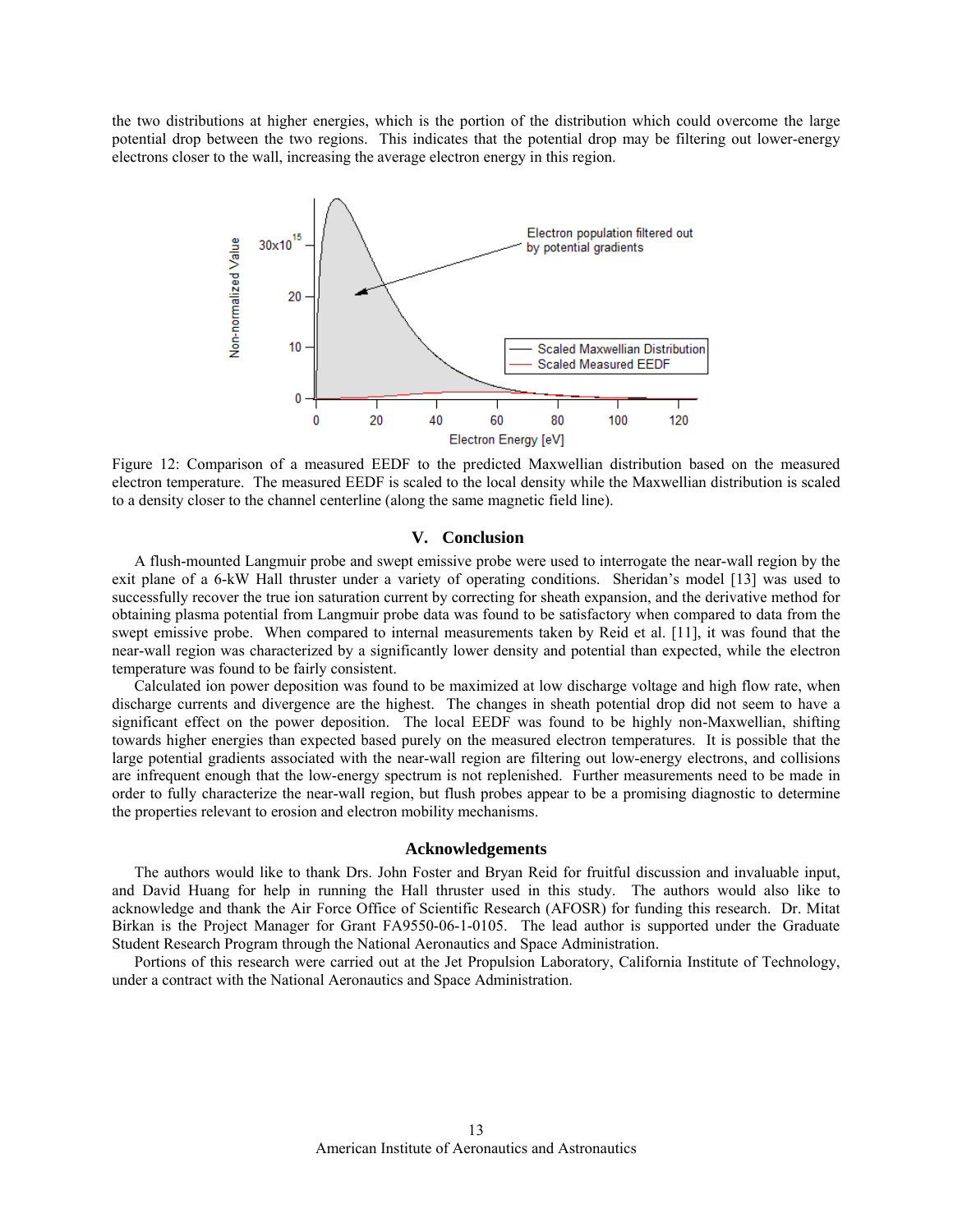the two distributions at higher energies, which is the portion of the distribution which could overcome the large potential drop between the two regions. This indicates that the potential drop may be filtering out lower-energy electrons closer to the wall, increasing the average electron energy in this region.

Non-normalized Value

30x10[15]

20

10

0

0 20 40 60 80 100 120

Electron Energy [eV]

Electron population filtered out by potential gradients

Scaled Maxwellian Distribution

Scaled Measured EEDF

Figure 12: Comparison of a measured EEDF to the predicted Maxwellian distribution based on the measured electron temperature. The measured EEDF is scaled to the local density while the Maxwellian distribution is scaled to a density closer to the channel centerline (along the same magnetic field line).

## V. Conclusion

A flush-mounted Langmuir probe and swept emissive probe were used to interrogate the near-wall region by the exit plane of a 6-kW Hall thruster under a variety of operating conditions. Sheridan's model [13] was used to successfully recover the true ion saturation current by correcting for sheath expansion, and the derivative method for obtaining plasma potential from Langmuir probe data was found to be satisfactory when compared to data from the swept emissive probe. When compared to internal measurements taken by Reid et al. [11], it was found that the near-wall region was characterized by a significantly lower density and potential than expected, while the electron temperature was found to be fairly consistent.

Calculated ion power deposition was found to be maximized at low discharge voltage and high flow rate, when discharge currents and divergence are the highest. The changes in sheath potential drop did not seem to have a significant effect on the power deposition. The local EEDF was found to be highly non-Maxwellian, shifting towards higher energies than expected based purely on the measured electron temperatures. It is possible that the large potential gradients associated with the near-wall region are filtering out low-energy electrons, and collisions are infrequent enough that the low-energy spectrum is not replenished. Further measurements need to be made in order to fully characterize the near-wall region, but flush probes appear to be a promising diagnostic to determine the properties relevant to erosion and electron mobility mechanisms.

## Acknowledgements

The authors would like to thank Drs. John Foster and Bryan Reid for fruitful discussion and invaluable input, and David Huang for help in running the Hall thruster used in this study. The authors would also like to acknowledge and thank the Air Force Office of Scientific Research (AFOSR) for funding this research. Dr. Mitat Birkan is the Project Manager for Grant FA9550-06-1-0105. The lead author is supported under the Graduate Student Research Program through the National Aeronautics and Space Administration.

Portions of this research were carried out at the Jet Propulsion Laboratory, California Institute of Technology, under a contract with the National Aeronautics and Space Administration.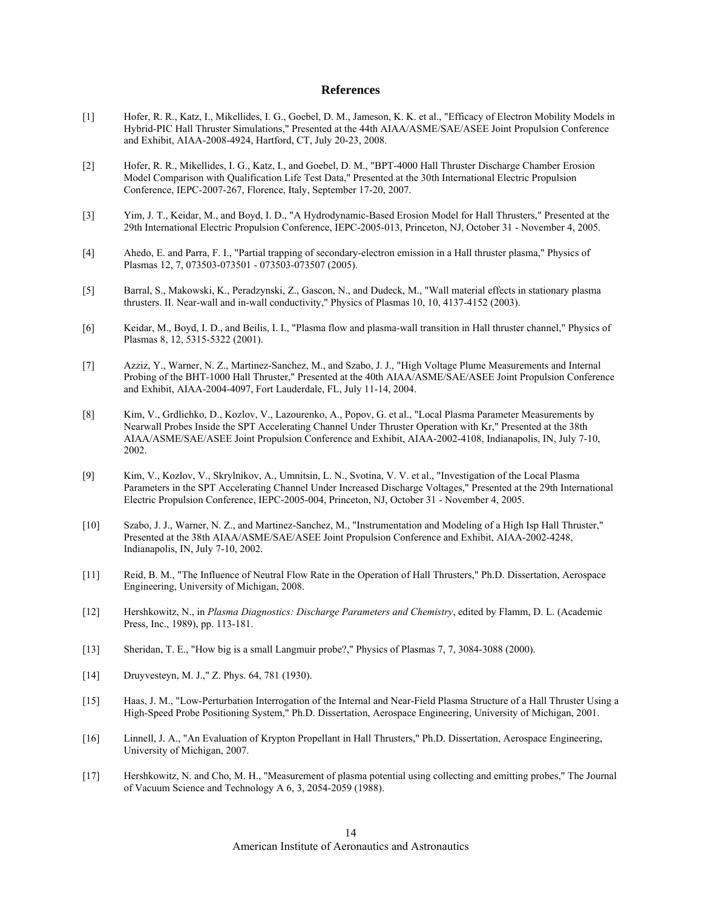# References

[1] Hofer, R. R., Katz, I., Mikellides, I. G., Goebel, D. M., Jameson, K. K. et al., "Efficacy of Electron Mobility Models in Hybrid-PIC Hall Thruster Simulations," Presented at the 44th AIAA/ASME/SAE/ASEE Joint Propulsion Conference and Exhibit, AIAA-2008-4924, Hartford, CT, July 20-23, 2008.

[2] Hofer, R. R., Mikellides, I. G., Katz, I., and Goebel, D. M., "BPT-4000 Hall Thruster Discharge Chamber Erosion Model Comparison with Qualification Life Test Data," Presented at the 30th International Electric Propulsion Conference, IEPC-2007-267, Florence, Italy, September 17-20, 2007.

[3] Yim, J. T., Keidar, M., and Boyd, I. D., "A Hydrodynamic-Based Erosion Model for Hall Thrusters," Presented at the 29th International Electric Propulsion Conference, IEPC-2005-013, Princeton, NJ, October 31 - November 4, 2005.

[4] Ahedo, E. and Parra, F. I., "Partial trapping of secondary-electron emission in a Hall thruster plasma," Physics of Plasmas 12, 7, 073503-073501 - 073503-073507 (2005).

[5] Barral, S., Makowski, K., Peradzynski, Z., Gascon, N., and Dudeck, M., "Wall material effects in stationary plasma thrusters. II. Near-wall and in-wall conductivity," Physics of Plasmas 10, 10, 4137-4152 (2003).

[6] Keidar, M., Boyd, I. D., and Beilis, I. I., "Plasma flow and plasma-wall transition in Hall thruster channel," Physics of Plasmas 8, 12, 5315-5322 (2001).

[7] Azziz, Y., Warner, N. Z., Martinez-Sanchez, M., and Szabo, J. J., "High Voltage Plume Measurements and Internal Probing of the BHT-1000 Hall Thruster," Presented at the 40th AIAA/ASME/SAE/ASEE Joint Propulsion Conference and Exhibit, AIAA-2004-4097, Fort Lauderdale, FL, July 11-14, 2004.

[8] Kim, V., Grdlichko, D., Kozlov, V., Lazourenko, A., Popov, G. et al., "Local Plasma Parameter Measurements by Nearwall Probes Inside the SPT Accelerating Channel Under Thruster Operation with Kr," Presented at the 38th AIAA/ASME/SAE/ASEE Joint Propulsion Conference and Exhibit, AIAA-2002-4108, Indianapolis, IN, July 7-10, 2002.

[9] Kim, V., Kozlov, V., Skrylnikov, A., Umnitsin, L. N., Svotina, V. V. et al., "Investigation of the Local Plasma Parameters in the SPT Accelerating Channel Under Increased Discharge Voltages," Presented at the 29th International Electric Propulsion Conference, IEPC-2005-004, Princeton, NJ, October 31 - November 4, 2005.

[10] Szabo, J. J., Warner, N. Z., and Martinez-Sanchez, M., "Instrumentation and Modeling of a High Isp Hall Thruster," Presented at the 38th AIAA/ASME/SAE/ASEE Joint Propulsion Conference and Exhibit, AIAA-2002-4248, Indianapolis, IN, July 7-10, 2002.

[11] Reid, B. M., "The Influence of Neutral Flow Rate in the Operation of Hall Thrusters," Ph.D. Dissertation, Aerospace Engineering, University of Michigan, 2008.

[12] Hershkowitz, N., in *Plasma Diagnostics: Discharge Parameters and Chemistry*, edited by Flamm, D. L. (Academic Press, Inc., 1989), pp. 113-181.

[13] Sheridan, T. E., "How big is a small Langmuir probe?," Physics of Plasmas 7, 7, 3084-3088 (2000).

[14] Druyvesteyn, M. J.," Z. Phys. 64, 781 (1930).

[15] Haas, J. M., "Low-Perturbation Interrogation of the Internal and Near-Field Plasma Structure of a Hall Thruster Using a High-Speed Probe Positioning System," Ph.D. Dissertation, Aerospace Engineering, University of Michigan, 2001.

[16] Linnell, J. A., "An Evaluation of Krypton Propellant in Hall Thrusters," Ph.D. Dissertation, Aerospace Engineering, University of Michigan, 2007.

[17] Hershkowitz, N. and Cho, M. H., "Measurement of plasma potential using collecting and emitting probes," The Journal of Vacuum Science and Technology A 6, 3, 2054-2059 (1988).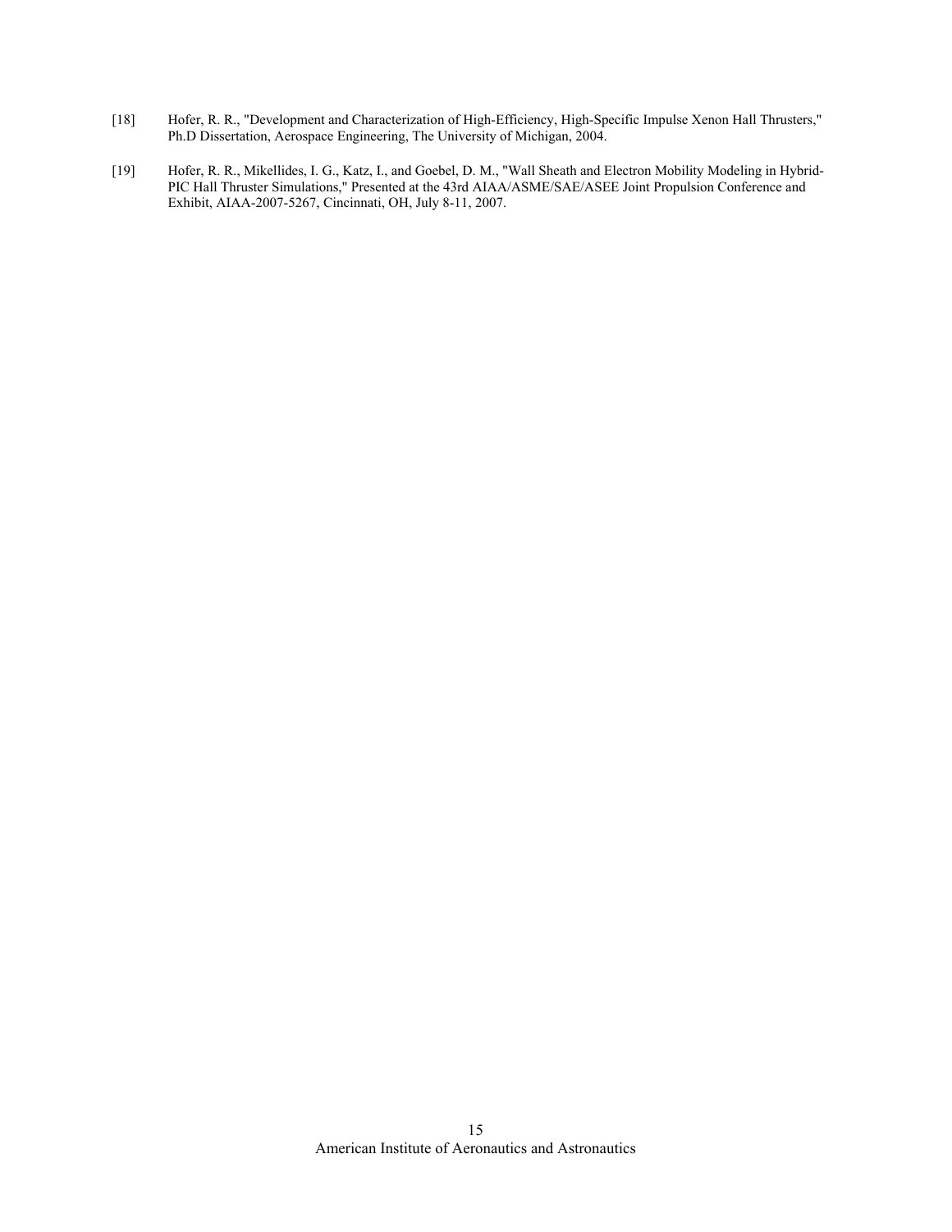[18] Hofer, R. R., "Development and Characterization of High-Efficiency, High-Specific Impulse Xenon Hall Thrusters," Ph.D Dissertation, Aerospace Engineering, The University of Michigan, 2004.

[19] Hofer, R. R., Mikellides, I. G., Katz, I., and Goebel, D. M., "Wall Sheath and Electron Mobility Modeling in Hybrid-PIC Hall Thruster Simulations," Presented at the 43rd AIAA/ASME/SAE/ASEE Joint Propulsion Conference and Exhibit, AIAA-2007-5267, Cincinnati, OH, July 8-11, 2007.